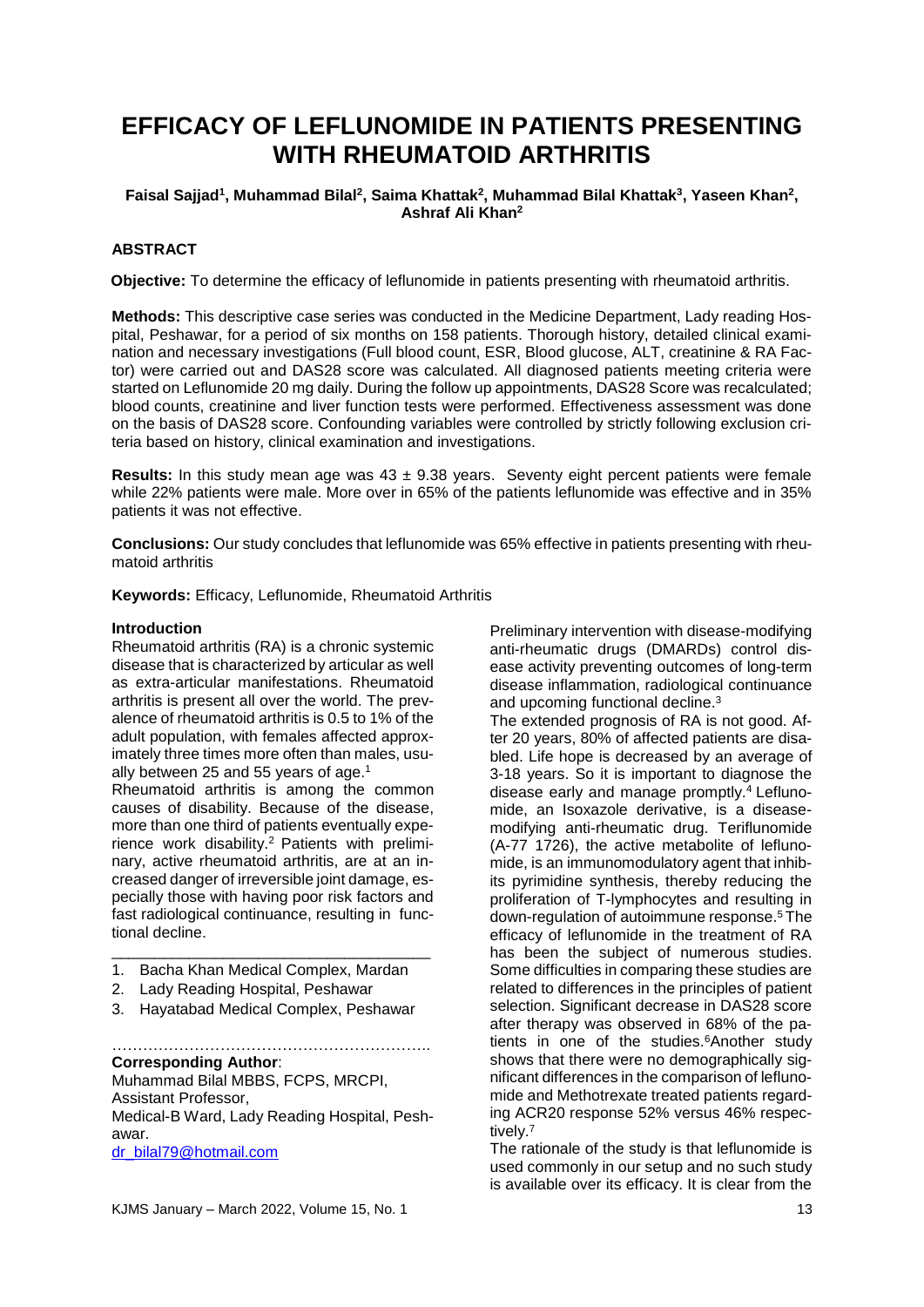# EFFICACY OF LEFLUNOMIDE IN PATIENTS PRESENTING WITH RHEUMATOID ARTHRITIS

**Faisal Sajjad[1], Muhammad Bilal[2], Saima Khattak[2], Muhammad Bilal Khattak[3], Yaseen Khan[2], Ashraf Ali Khan[2]**

## ABSTRACT

**Objective:** To determine the efficacy of leflunomide in patients presenting with rheumatoid arthritis.

**Methods:** This descriptive case series was conducted in the Medicine Department, Lady reading Hospital, Peshawar, for a period of six months on 158 patients. Thorough history, detailed clinical examination and necessary investigations (Full blood count, ESR, Blood glucose, ALT, creatinine & RA Factor) were carried out and DAS28 score was calculated. All diagnosed patients meeting criteria were started on Leflunomide 20 mg daily. During the follow up appointments, DAS28 Score was recalculated; blood counts, creatinine and liver function tests were performed. Effectiveness assessment was done on the basis of DAS28 score. Confounding variables were controlled by strictly following exclusion criteria based on history, clinical examination and investigations.

**Results:** In this study mean age was 43 ± 9.38 years. Seventy eight percent patients were female while 22% patients were male. More over in 65% of the patients leflunomide was effective and in 35% patients it was not effective.

**Conclusions:** Our study concludes that leflunomide was 65% effective in patients presenting with rheumatoid arthritis

**Keywords:** Efficacy, Leflunomide, Rheumatoid Arthritis

## Introduction

Rheumatoid arthritis (RA) is a chronic systemic disease that is characterized by articular as well as extra-articular manifestations. Rheumatoid arthritis is present all over the world. The prevalence of rheumatoid arthritis is 0.5 to 1% of the adult population, with females affected approximately three times more often than males, usually between 25 and 55 years of age.[1]

Rheumatoid arthritis is among the common causes of disability. Because of the disease, more than one third of patients eventually experience work disability.[2] Patients with preliminary, active rheumatoid arthritis, are at an increased danger of irreversible joint damage, especially those with having poor risk factors and fast radiological continuance, resulting in functional decline.

Preliminary intervention with disease-modifying anti-rheumatic drugs (DMARDs) control disease activity preventing outcomes of long-term disease inflammation, radiological continuance and upcoming functional decline.[3]

The extended prognosis of RA is not good. After 20 years, 80% of affected patients are disabled. Life hope is decreased by an average of 3-18 years. So it is important to diagnose the disease early and manage promptly.[4] Leflunomide, an Isoxazole derivative, is a disease-modifying anti-rheumatic drug. Teriflunomide (A-77 1726), the active metabolite of leflunomide, is an immunomodulatory agent that inhibits pyrimidine synthesis, thereby reducing the proliferation of T-lymphocytes and resulting in down-regulation of autoimmune response.[5] The efficacy of leflunomide in the treatment of RA has been the subject of numerous studies. Some difficulties in comparing these studies are related to differences in the principles of patient selection. Significant decrease in DAS28 score after therapy was observed in 68% of the patients in one of the studies.[6] Another study shows that there were no demographically significant differences in the comparison of leflunomide and Methotrexate treated patients regarding ACR20 response 52% versus 46% respectively.[7]

The rationale of the study is that leflunomide is used commonly in our setup and no such study is available over its efficacy. It is clear from the

---

1. Bacha Khan Medical Complex, Mardan
2. Lady Reading Hospital, Peshawar
3. Hayatabad Medical Complex, Peshawar

**Corresponding Author**:
Muhammad Bilal MBBS, FCPS, MRCPI,
Assistant Professor,
Medical-B Ward, Lady Reading Hospital, Peshawar.
dr_bilal79@hotmail.com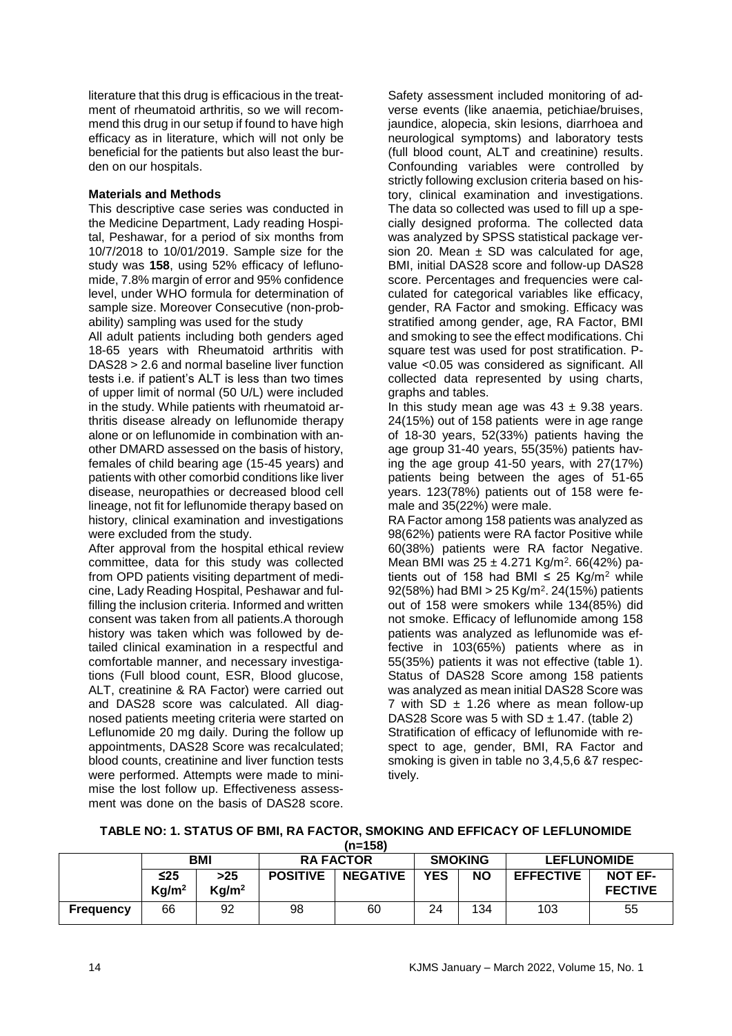literature that this drug is efficacious in the treatment of rheumatoid arthritis, so we will recommend this drug in our setup if found to have high efficacy as in literature, which will not only be beneficial for the patients but also least the burden on our hospitals.

**Materials and Methods**

This descriptive case series was conducted in the Medicine Department, Lady reading Hospital, Peshawar, for a period of six months from 10/7/2018 to 10/01/2019. Sample size for the study was **158**, using 52% efficacy of leflunomide, 7.8% margin of error and 95% confidence level, under WHO formula for determination of sample size. Moreover Consecutive (non-probability) sampling was used for the study

All adult patients including both genders aged 18-65 years with Rheumatoid arthritis with DAS28 > 2.6 and normal baseline liver function tests i.e. if patient's ALT is less than two times of upper limit of normal (50 U/L) were included in the study. While patients with rheumatoid arthritis disease already on leflunomide therapy alone or on leflunomide in combination with another DMARD assessed on the basis of history, females of child bearing age (15-45 years) and patients with other comorbid conditions like liver disease, neuropathies or decreased blood cell lineage, not fit for leflunomide therapy based on history, clinical examination and investigations were excluded from the study.

After approval from the hospital ethical review committee, data for this study was collected from OPD patients visiting department of medicine, Lady Reading Hospital, Peshawar and fulfilling the inclusion criteria. Informed and written consent was taken from all patients.A thorough history was taken which was followed by detailed clinical examination in a respectful and comfortable manner, and necessary investigations (Full blood count, ESR, Blood glucose, ALT, creatinine & RA Factor) were carried out and DAS28 score was calculated. All diagnosed patients meeting criteria were started on Leflunomide 20 mg daily. During the follow up appointments, DAS28 Score was recalculated; blood counts, creatinine and liver function tests were performed. Attempts were made to minimise the lost follow up. Effectiveness assessment was done on the basis of DAS28 score. Safety assessment included monitoring of adverse events (like anaemia, petichiae/bruises, jaundice, alopecia, skin lesions, diarrhoea and neurological symptoms) and laboratory tests (full blood count, ALT and creatinine) results. Confounding variables were controlled by strictly following exclusion criteria based on history, clinical examination and investigations. The data so collected was used to fill up a specially designed proforma. The collected data was analyzed by SPSS statistical package version 20. Mean ± SD was calculated for age, BMI, initial DAS28 score and follow-up DAS28 score. Percentages and frequencies were calculated for categorical variables like efficacy, gender, RA Factor and smoking. Efficacy was stratified among gender, age, RA Factor, BMI and smoking to see the effect modifications. Chi square test was used for post stratification. P-value <0.05 was considered as significant. All collected data represented by using charts, graphs and tables.

In this study mean age was 43 ± 9.38 years. 24(15%) out of 158 patients were in age range of 18-30 years, 52(33%) patients having the age group 31-40 years, 55(35%) patients having the age group 41-50 years, with 27(17%) patients being between the ages of 51-65 years. 123(78%) patients out of 158 were female and 35(22%) were male.

RA Factor among 158 patients was analyzed as 98(62%) patients were RA factor Positive while 60(38%) patients were RA factor Negative. Mean BMI was 25 ± 4.271 Kg/m$^2$. 66(42%) patients out of 158 had BMI ≤ 25 Kg/m$^2$ while 92(58%) had BMI > 25 Kg/m$^2$. 24(15%) patients out of 158 were smokers while 134(85%) did not smoke. Efficacy of leflunomide among 158 patients was analyzed as leflunomide was effective in 103(65%) patients where as in 55(35%) patients it was not effective (table 1). Status of DAS28 Score among 158 patients was analyzed as mean initial DAS28 Score was 7 with SD ± 1.26 where as mean follow-up DAS28 Score was 5 with SD ± 1.47. (table 2)

Stratification of efficacy of leflunomide with respect to age, gender, BMI, RA Factor and smoking is given in table no 3,4,5,6 &7 respectively.

**TABLE NO: 1. STATUS OF BMI, RA FACTOR, SMOKING AND EFFICACY OF LEFLUNOMIDE (n=158)**

| | BMI | | RA FACTOR | | SMOKING | | LEFLUNOMIDE | |
|---|---|---|---|---|---|---|---|---|
| | ≤25 Kg/m$^2$ | >25 Kg/m$^2$ | POSITIVE | NEGATIVE | YES | NO | EFFECTIVE | NOT EFFECTIVE |
| **Frequency** | 66 | 92 | 98 | 60 | 24 | 134 | 103 | 55 |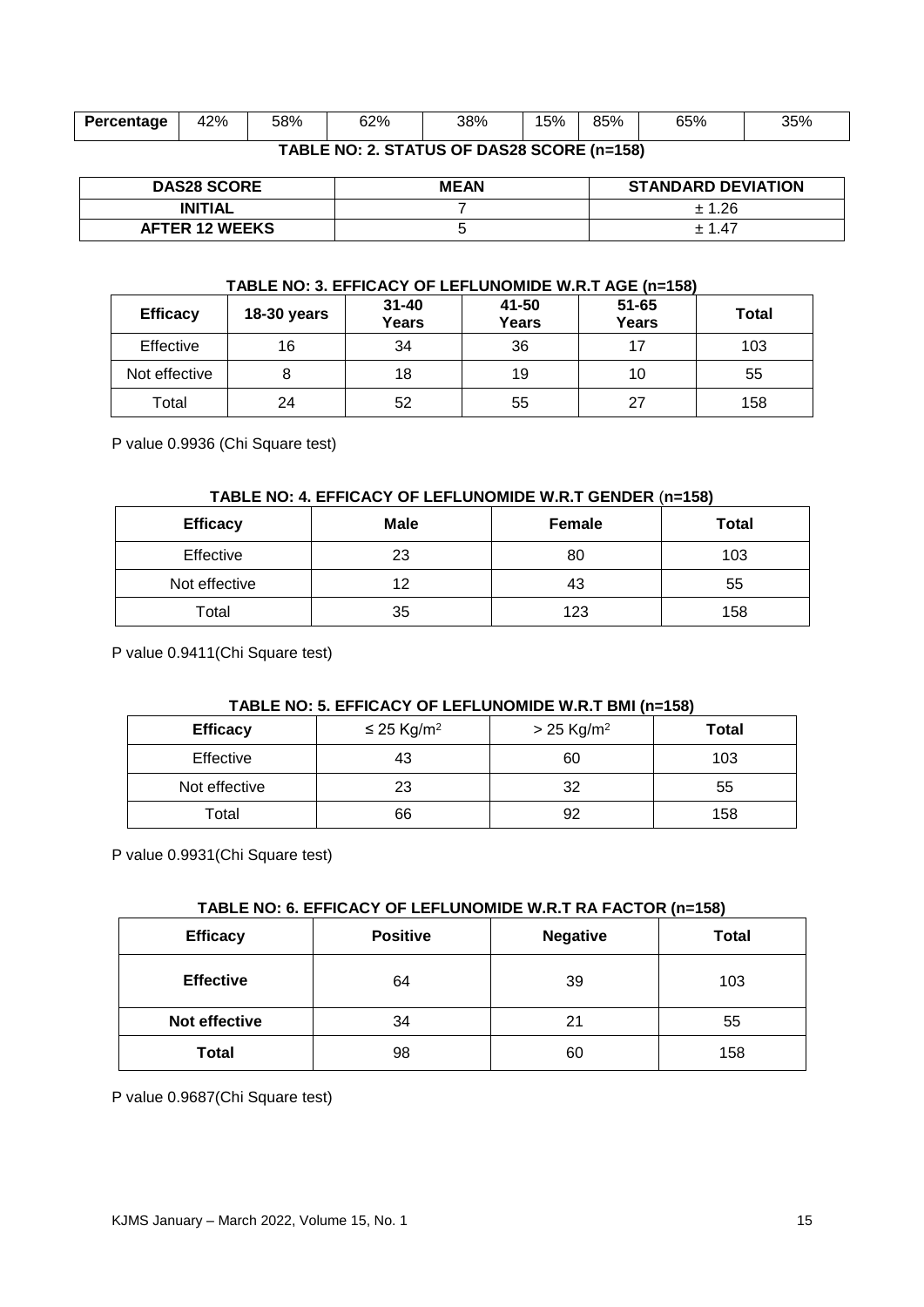| Percentage | 42% | 58% | 62% | 38% | 15% | 85% | 65% | 35% |
|---|---|---|---|---|---|---|---|---|

**TABLE NO: 2. STATUS OF DAS28 SCORE (n=158)**

| DAS28 SCORE | MEAN | STANDARD DEVIATION |
|---|---|---|
| INITIAL | 7 | ± 1.26 |
| AFTER 12 WEEKS | 5 | ± 1.47 |

**TABLE NO: 3. EFFICACY OF LEFLUNOMIDE W.R.T AGE (n=158)**

| Efficacy | 18-30 years | 31-40 Years | 41-50 Years | 51-65 Years | Total |
|---|---|---|---|---|---|
| Effective | 16 | 34 | 36 | 17 | 103 |
| Not effective | 8 | 18 | 19 | 10 | 55 |
| Total | 24 | 52 | 55 | 27 | 158 |

P value 0.9936 (Chi Square test)

**TABLE NO: 4. EFFICACY OF LEFLUNOMIDE W.R.T GENDER (n=158)**

| Efficacy | Male | Female | Total |
|---|---|---|---|
| Effective | 23 | 80 | 103 |
| Not effective | 12 | 43 | 55 |
| Total | 35 | 123 | 158 |

P value 0.9411(Chi Square test)

**TABLE NO: 5. EFFICACY OF LEFLUNOMIDE W.R.T BMI (n=158)**

| Efficacy | ≤ 25 Kg/m$^2$ | > 25 Kg/m$^2$ | Total |
|---|---|---|---|
| Effective | 43 | 60 | 103 |
| Not effective | 23 | 32 | 55 |
| Total | 66 | 92 | 158 |

P value 0.9931(Chi Square test)

**TABLE NO: 6. EFFICACY OF LEFLUNOMIDE W.R.T RA FACTOR (n=158)**

| Efficacy | Positive | Negative | Total |
|---|---|---|---|
| **Effective** | 64 | 39 | 103 |
| **Not effective** | 34 | 21 | 55 |
| **Total** | 98 | 60 | 158 |

P value 0.9687(Chi Square test)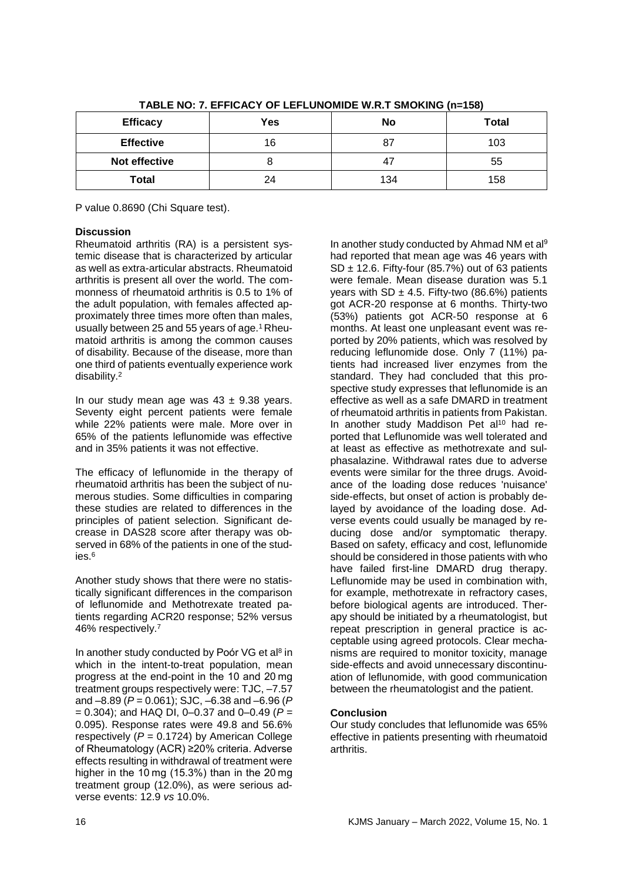**TABLE NO: 7. EFFICACY OF LEFLUNOMIDE W.R.T SMOKING (n=158)**

| Efficacy | Yes | No | Total |
|---|---|---|---|
| **Effective** | 16 | 87 | 103 |
| **Not effective** | 8 | 47 | 55 |
| **Total** | 24 | 134 | 158 |

P value 0.8690 (Chi Square test).

## Discussion

Rheumatoid arthritis (RA) is a persistent systemic disease that is characterized by articular as well as extra-articular abstracts. Rheumatoid arthritis is present all over the world. The commonness of rheumatoid arthritis is 0.5 to 1% of the adult population, with females affected approximately three times more often than males, usually between 25 and 55 years of age.[1] Rheumatoid arthritis is among the common causes of disability. Because of the disease, more than one third of patients eventually experience work disability.[2]

In our study mean age was 43 ± 9.38 years. Seventy eight percent patients were female while 22% patients were male. More over in 65% of the patients leflunomide was effective and in 35% patients it was not effective.

The efficacy of leflunomide in the therapy of rheumatoid arthritis has been the subject of numerous studies. Some difficulties in comparing these studies are related to differences in the principles of patient selection. Significant decrease in DAS28 score after therapy was observed in 68% of the patients in one of the studies.[6]

Another study shows that there were no statistically significant differences in the comparison of leflunomide and Methotrexate treated patients regarding ACR20 response; 52% versus 46% respectively.[7]

In another study conducted by Poór VG et al[8] in which in the intent-to-treat population, mean progress at the end-point in the 10 and 20 mg treatment groups respectively were: TJC, –7.57 and –8.89 (*P* = 0.061); SJC, –6.38 and –6.96 (*P* = 0.304); and HAQ DI, 0–0.37 and 0–0.49 (*P* = 0.095). Response rates were 49.8 and 56.6% respectively (*P* = 0.1724) by American College of Rheumatology (ACR) ≥20% criteria. Adverse effects resulting in withdrawal of treatment were higher in the 10 mg (15.3%) than in the 20 mg treatment group (12.0%), as were serious adverse events: 12.9 *vs* 10.0%.

In another study conducted by Ahmad NM et al[9] had reported that mean age was 46 years with SD ± 12.6. Fifty-four (85.7%) out of 63 patients were female. Mean disease duration was 5.1 years with SD ± 4.5. Fifty-two (86.6%) patients got ACR-20 response at 6 months. Thirty-two (53%) patients got ACR-50 response at 6 months. At least one unpleasant event was reported by 20% patients, which was resolved by reducing leflunomide dose. Only 7 (11%) patients had increased liver enzymes from the standard. They had concluded that this prospective study expresses that leflunomide is an effective as well as a safe DMARD in treatment of rheumatoid arthritis in patients from Pakistan. In another study Maddison Pet al[10] had reported that Leflunomide was well tolerated and at least as effective as methotrexate and sulphasalazine. Withdrawal rates due to adverse events were similar for the three drugs. Avoidance of the loading dose reduces 'nuisance' side-effects, but onset of action is probably delayed by avoidance of the loading dose. Adverse events could usually be managed by reducing dose and/or symptomatic therapy. Based on safety, efficacy and cost, leflunomide should be considered in those patients with who have failed first-line DMARD drug therapy. Leflunomide may be used in combination with, for example, methotrexate in refractory cases, before biological agents are introduced. Therapy should be initiated by a rheumatologist, but repeat prescription in general practice is acceptable using agreed protocols. Clear mechanisms are required to monitor toxicity, manage side-effects and avoid unnecessary discontinuation of leflunomide, with good communication between the rheumatologist and the patient.

## Conclusion

Our study concludes that leflunomide was 65% effective in patients presenting with rheumatoid arthritis.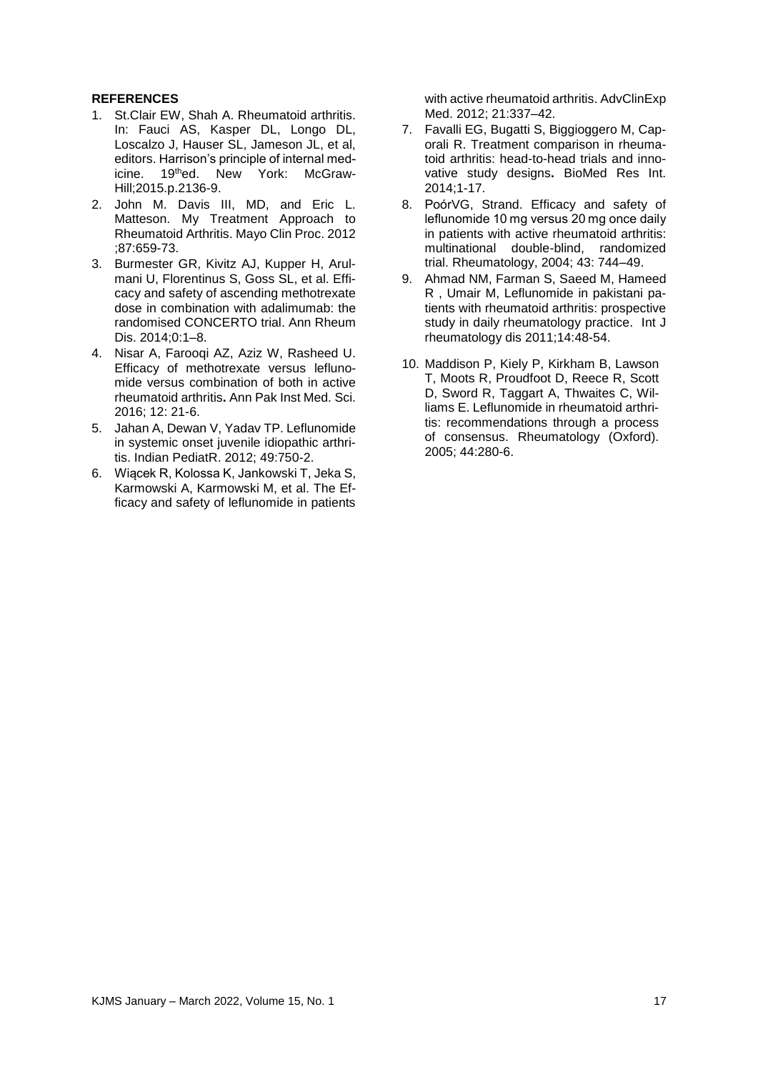**REFERENCES**

1. St.Clair EW, Shah A. Rheumatoid arthritis. In: Fauci AS, Kasper DL, Longo DL, Loscalzo J, Hauser SL, Jameson JL, et al, editors. Harrison's principle of internal medicine. 19thed. New York: McGraw-Hill;2015.p.2136-9.
2. John M. Davis III, MD, and Eric L. Matteson. My Treatment Approach to Rheumatoid Arthritis. Mayo Clin Proc. 2012 ;87:659-73.
3. Burmester GR, Kivitz AJ, Kupper H, Arulmani U, Florentinus S, Goss SL, et al. Efficacy and safety of ascending methotrexate dose in combination with adalimumab: the randomised CONCERTO trial. Ann Rheum Dis. 2014;0:1–8.
4. Nisar A, Farooqi AZ, Aziz W, Rasheed U. Efficacy of methotrexate versus leflunomide versus combination of both in active rheumatoid arthritis**.** Ann Pak Inst Med. Sci. 2016; 12: 21-6.
5. Jahan A, Dewan V, Yadav TP. Leflunomide in systemic onset juvenile idiopathic arthritis. Indian PediatR. 2012; 49:750-2.
6. Wiącek R, Kolossa K, Jankowski T, Jeka S, Karmowski A, Karmowski M, et al. The Efficacy and safety of leflunomide in patients with active rheumatoid arthritis. AdvClinExp Med. 2012; 21:337–42.
7. Favalli EG, Bugatti S, Biggioggero M, Caporali R. Treatment comparison in rheumatoid arthritis: head-to-head trials and innovative study designs**.** BioMed Res Int. 2014;1-17.
8. PoórVG, Strand. Efficacy and safety of leflunomide 10 mg versus 20 mg once daily in patients with active rheumatoid arthritis: multinational double-blind, randomized trial. Rheumatology, 2004; 43: 744–49.
9. Ahmad NM, Farman S, Saeed M, Hameed R , Umair M, Leflunomide in pakistani patients with rheumatoid arthritis: prospective study in daily rheumatology practice. Int J rheumatology dis 2011;14:48-54.
10. Maddison P, Kiely P, Kirkham B, Lawson T, Moots R, Proudfoot D, Reece R, Scott D, Sword R, Taggart A, Thwaites C, Williams E. Leflunomide in rheumatoid arthritis: recommendations through a process of consensus. Rheumatology (Oxford). 2005; 44:280-6.